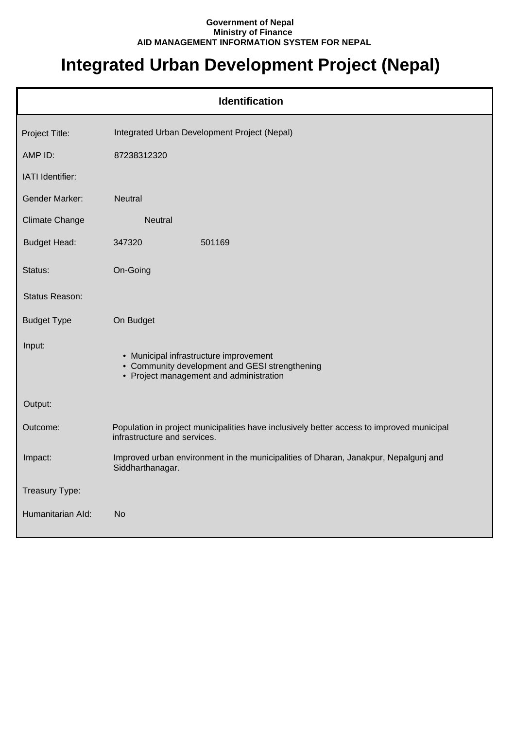**Government of Nepal**
**Ministry of Finance**
**AID MANAGEMENT INFORMATION SYSTEM FOR NEPAL**

# Integrated Urban Development Project (Nepal)

## Identification

| | |
|---|---|
| Project Title: | Integrated Urban Development Project (Nepal) |
| AMP ID: | 87238312320 |
| IATI Identifier: | |
| Gender Marker: | Neutral |
| Climate Change | Neutral |
| Budget Head: | 347320 501169 |
| Status: | On-Going |
| Status Reason: | |
| Budget Type | On Budget |
| Input: | • Municipal infrastructure improvement<br>• Community development and GESI strengthening<br>• Project management and administration |
| Output: | |
| Outcome: | Population in project municipalities have inclusively better access to improved municipal infrastructure and services. |
| Impact: | Improved urban environment in the municipalities of Dharan, Janakpur, Nepalgunj and Siddharthanagar. |
| Treasury Type: | |
| Humanitarian AId: | No |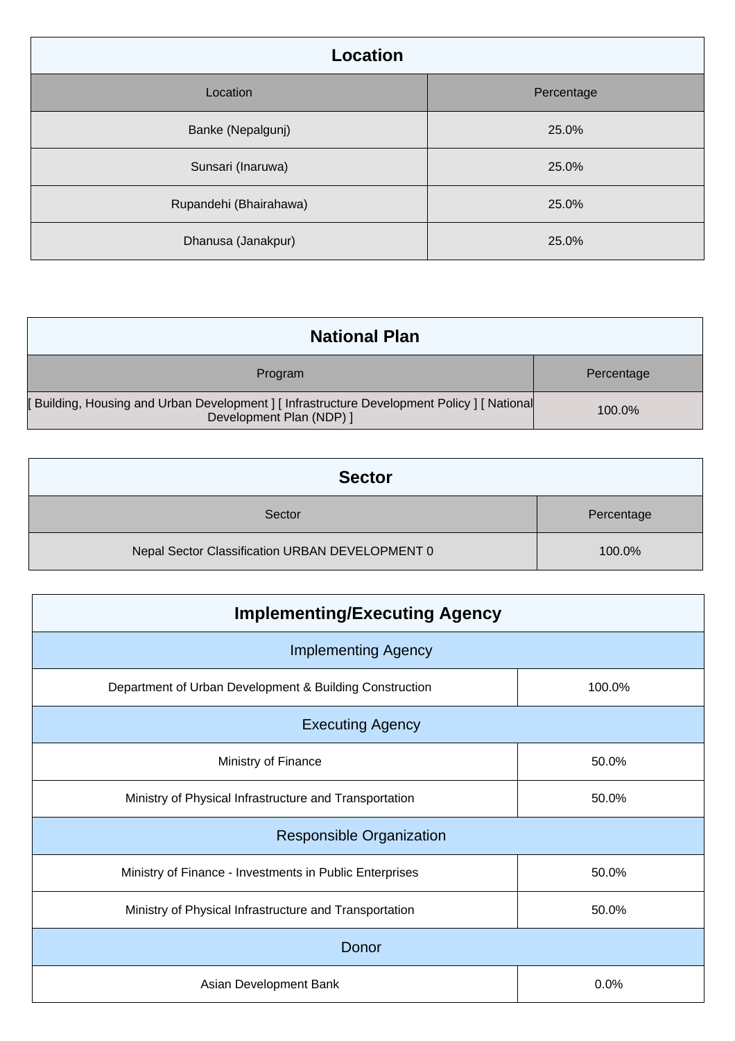## Location

| Location | Percentage |
|---|---|
| Banke (Nepalgunj) | 25.0% |
| Sunsari (Inaruwa) | 25.0% |
| Rupandehi (Bhairahawa) | 25.0% |
| Dhanusa (Janakpur) | 25.0% |

## National Plan

| Program | Percentage |
|---|---|
| [ Building, Housing and Urban Development ] [ Infrastructure Development Policy ] [ National Development Plan (NDP) ] | 100.0% |

## Sector

| Sector | Percentage |
|---|---|
| Nepal Sector Classification URBAN DEVELOPMENT 0 | 100.0% |

## Implementing/Executing Agency

| Implementing Agency | |
|---|---|
| Department of Urban Development & Building Construction | 100.0% |
| **Executing Agency** | |
| Ministry of Finance | 50.0% |
| Ministry of Physical Infrastructure and Transportation | 50.0% |
| **Responsible Organization** | |
| Ministry of Finance - Investments in Public Enterprises | 50.0% |
| Ministry of Physical Infrastructure and Transportation | 50.0% |
| **Donor** | |
| Asian Development Bank | 0.0% |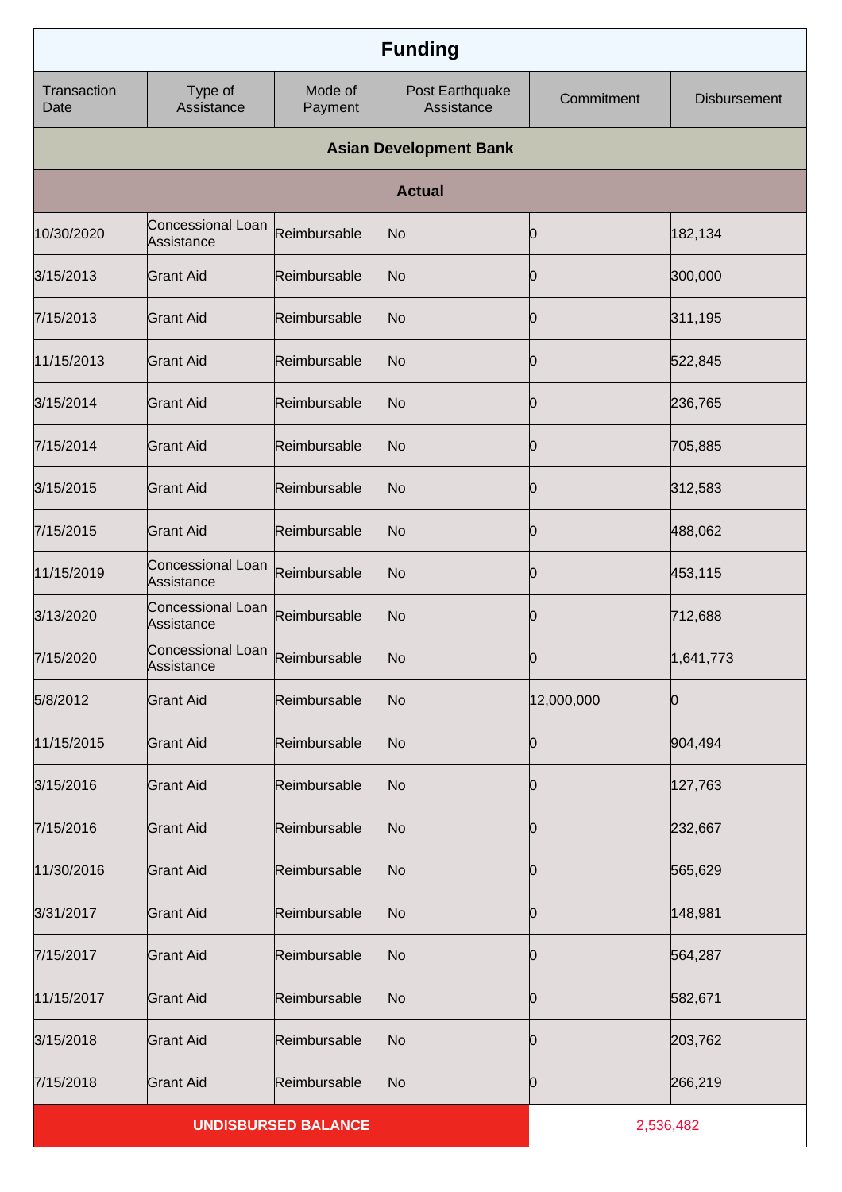| Funding | | | | | |
|---|---|---|---|---|---|
| Transaction Date | Type of Assistance | Mode of Payment | Post Earthquake Assistance | Commitment | Disbursement |
| **Asian Development Bank** | | | | | |
| **Actual** | | | | | |
| 10/30/2020 | Concessional Loan Assistance | Reimbursable | No | 0 | 182,134 |
| 3/15/2013 | Grant Aid | Reimbursable | No | 0 | 300,000 |
| 7/15/2013 | Grant Aid | Reimbursable | No | 0 | 311,195 |
| 11/15/2013 | Grant Aid | Reimbursable | No | 0 | 522,845 |
| 3/15/2014 | Grant Aid | Reimbursable | No | 0 | 236,765 |
| 7/15/2014 | Grant Aid | Reimbursable | No | 0 | 705,885 |
| 3/15/2015 | Grant Aid | Reimbursable | No | 0 | 312,583 |
| 7/15/2015 | Grant Aid | Reimbursable | No | 0 | 488,062 |
| 11/15/2019 | Concessional Loan Assistance | Reimbursable | No | 0 | 453,115 |
| 3/13/2020 | Concessional Loan Assistance | Reimbursable | No | 0 | 712,688 |
| 7/15/2020 | Concessional Loan Assistance | Reimbursable | No | 0 | 1,641,773 |
| 5/8/2012 | Grant Aid | Reimbursable | No | 12,000,000 | 0 |
| 11/15/2015 | Grant Aid | Reimbursable | No | 0 | 904,494 |
| 3/15/2016 | Grant Aid | Reimbursable | No | 0 | 127,763 |
| 7/15/2016 | Grant Aid | Reimbursable | No | 0 | 232,667 |
| 11/30/2016 | Grant Aid | Reimbursable | No | 0 | 565,629 |
| 3/31/2017 | Grant Aid | Reimbursable | No | 0 | 148,981 |
| 7/15/2017 | Grant Aid | Reimbursable | No | 0 | 564,287 |
| 11/15/2017 | Grant Aid | Reimbursable | No | 0 | 582,671 |
| 3/15/2018 | Grant Aid | Reimbursable | No | 0 | 203,762 |
| 7/15/2018 | Grant Aid | Reimbursable | No | 0 | 266,219 |
| **UNDISBURSED BALANCE** | | | | 2,536,482 | |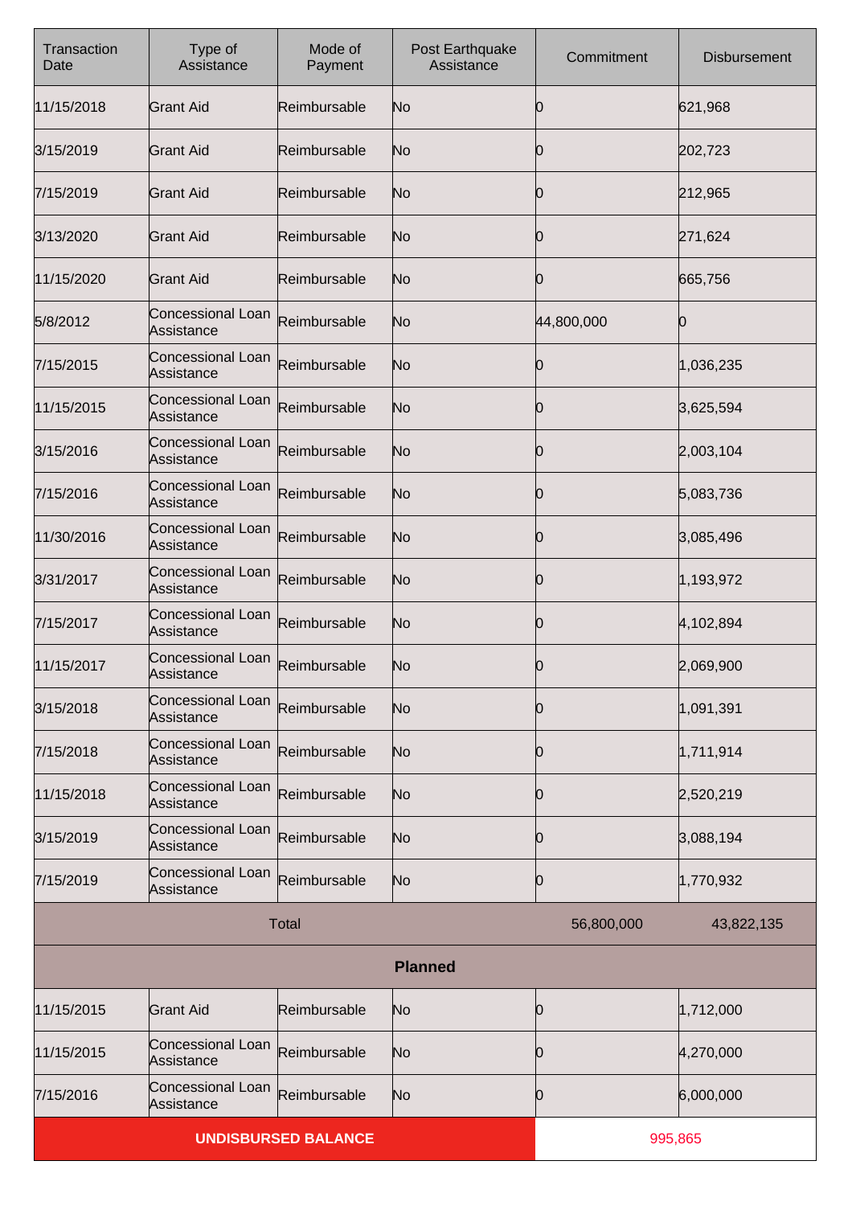| Transaction Date | Type of Assistance | Mode of Payment | Post Earthquake Assistance | Commitment | Disbursement |
|---|---|---|---|---|---|
| 11/15/2018 | Grant Aid | Reimbursable | No | 0 | 621,968 |
| 3/15/2019 | Grant Aid | Reimbursable | No | 0 | 202,723 |
| 7/15/2019 | Grant Aid | Reimbursable | No | 0 | 212,965 |
| 3/13/2020 | Grant Aid | Reimbursable | No | 0 | 271,624 |
| 11/15/2020 | Grant Aid | Reimbursable | No | 0 | 665,756 |
| 5/8/2012 | Concessional Loan Assistance | Reimbursable | No | 44,800,000 | 0 |
| 7/15/2015 | Concessional Loan Assistance | Reimbursable | No | 0 | 1,036,235 |
| 11/15/2015 | Concessional Loan Assistance | Reimbursable | No | 0 | 3,625,594 |
| 3/15/2016 | Concessional Loan Assistance | Reimbursable | No | 0 | 2,003,104 |
| 7/15/2016 | Concessional Loan Assistance | Reimbursable | No | 0 | 5,083,736 |
| 11/30/2016 | Concessional Loan Assistance | Reimbursable | No | 0 | 3,085,496 |
| 3/31/2017 | Concessional Loan Assistance | Reimbursable | No | 0 | 1,193,972 |
| 7/15/2017 | Concessional Loan Assistance | Reimbursable | No | 0 | 4,102,894 |
| 11/15/2017 | Concessional Loan Assistance | Reimbursable | No | 0 | 2,069,900 |
| 3/15/2018 | Concessional Loan Assistance | Reimbursable | No | 0 | 1,091,391 |
| 7/15/2018 | Concessional Loan Assistance | Reimbursable | No | 0 | 1,711,914 |
| 11/15/2018 | Concessional Loan Assistance | Reimbursable | No | 0 | 2,520,219 |
| 3/15/2019 | Concessional Loan Assistance | Reimbursable | No | 0 | 3,088,194 |
| 7/15/2019 | Concessional Loan Assistance | Reimbursable | No | 0 | 1,770,932 |
| Total | | | | 56,800,000 | 43,822,135 |
| **Planned** | | | | | |
| 11/15/2015 | Grant Aid | Reimbursable | No | 0 | 1,712,000 |
| 11/15/2015 | Concessional Loan Assistance | Reimbursable | No | 0 | 4,270,000 |
| 7/15/2016 | Concessional Loan Assistance | Reimbursable | No | 0 | 6,000,000 |
| **UNDISBURSED BALANCE** | | | | 995,865 | |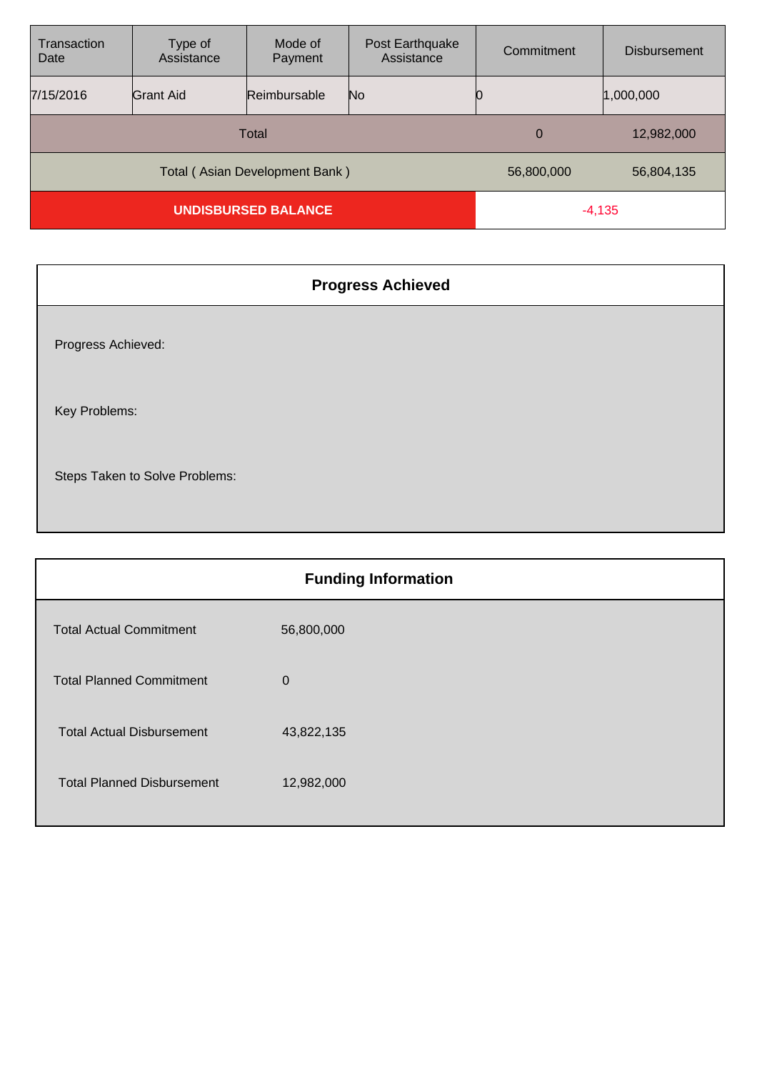| Transaction Date | Type of Assistance | Mode of Payment | Post Earthquake Assistance | Commitment | Disbursement |
|---|---|---|---|---|---|
| 7/15/2016 | Grant Aid | Reimbursable | No | 0 | 1,000,000 |
| Total | | | | 0 | 12,982,000 |
| Total ( Asian Development Bank ) | | | | 56,800,000 | 56,804,135 |
| **UNDISBURSED BALANCE** | | | | -4,135 | |

## Progress Achieved

Progress Achieved:

Key Problems:

Steps Taken to Solve Problems:

## Funding Information

| | |
|---|---|
| Total Actual Commitment | 56,800,000 |
| Total Planned Commitment | 0 |
| Total Actual Disbursement | 43,822,135 |
| Total Planned Disbursement | 12,982,000 |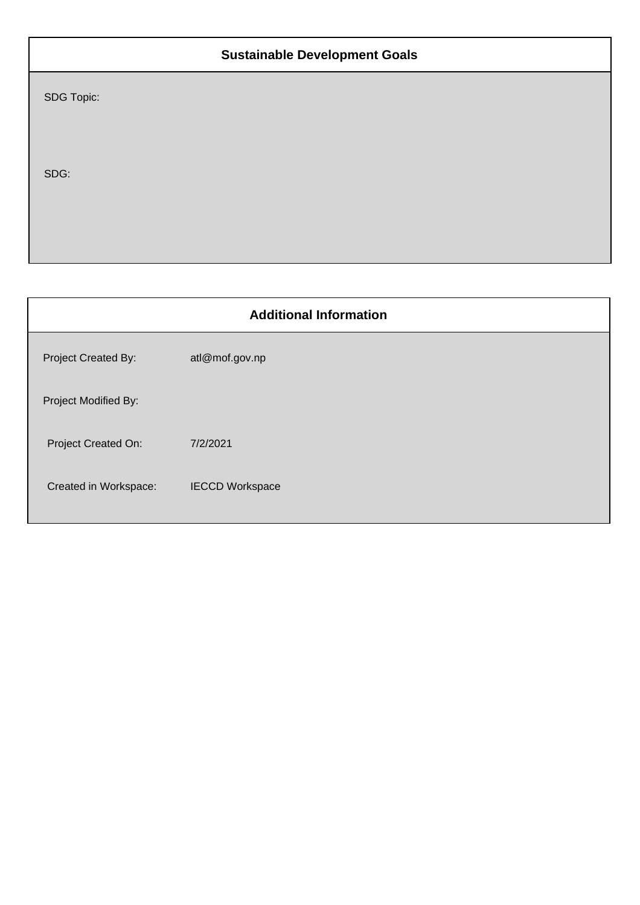## Sustainable Development Goals

SDG Topic:

SDG:

## Additional Information

| | |
|---|---|
| Project Created By: | atl@mof.gov.np |
| Project Modified By: | |
| Project Created On: | 7/2/2021 |
| Created in Workspace: | IECCD Workspace |